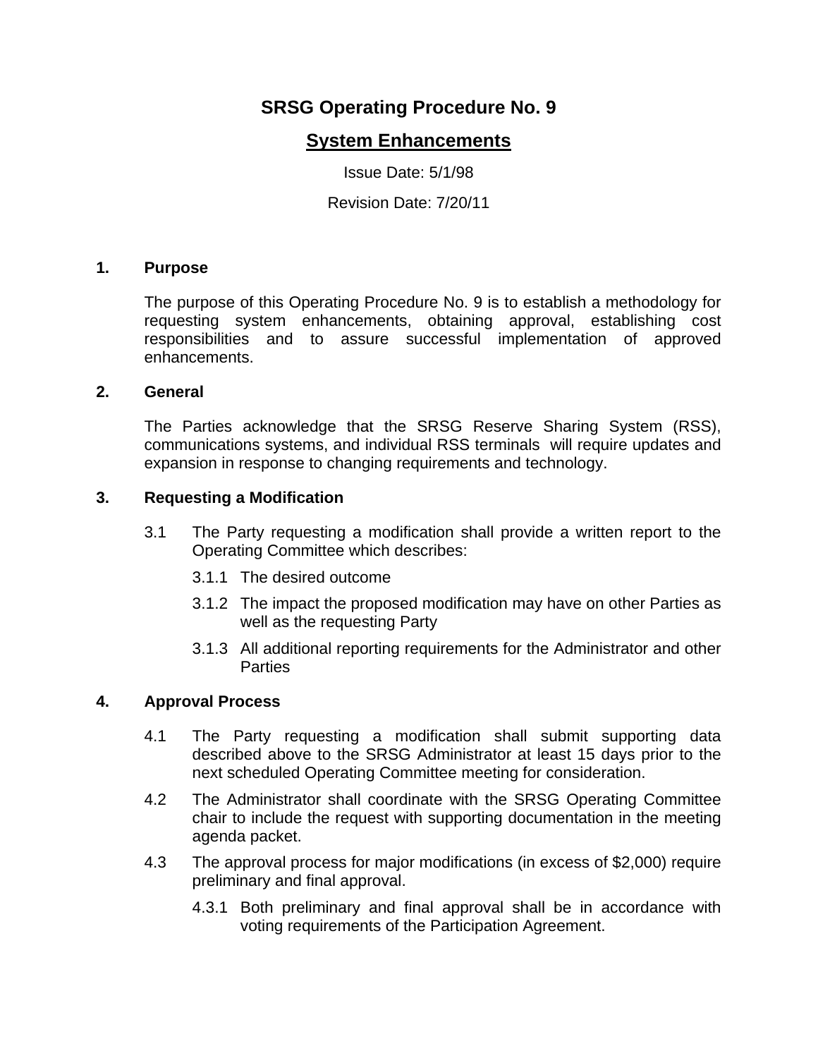# SRSG Operating Procedure No. 9

## System Enhancements

Issue Date: 5/1/98

Revision Date: 7/20/11

**1. Purpose**

The purpose of this Operating Procedure No. 9 is to establish a methodology for requesting system enhancements, obtaining approval, establishing cost responsibilities and to assure successful implementation of approved enhancements.

**2. General**

The Parties acknowledge that the SRSG Reserve Sharing System (RSS), communications systems, and individual RSS terminals will require updates and expansion in response to changing requirements and technology.

**3. Requesting a Modification**

3.1 The Party requesting a modification shall provide a written report to the Operating Committee which describes:

3.1.1 The desired outcome

3.1.2 The impact the proposed modification may have on other Parties as well as the requesting Party

3.1.3 All additional reporting requirements for the Administrator and other Parties

**4. Approval Process**

4.1 The Party requesting a modification shall submit supporting data described above to the SRSG Administrator at least 15 days prior to the next scheduled Operating Committee meeting for consideration.

4.2 The Administrator shall coordinate with the SRSG Operating Committee chair to include the request with supporting documentation in the meeting agenda packet.

4.3 The approval process for major modifications (in excess of $2,000) require preliminary and final approval.

4.3.1 Both preliminary and final approval shall be in accordance with voting requirements of the Participation Agreement.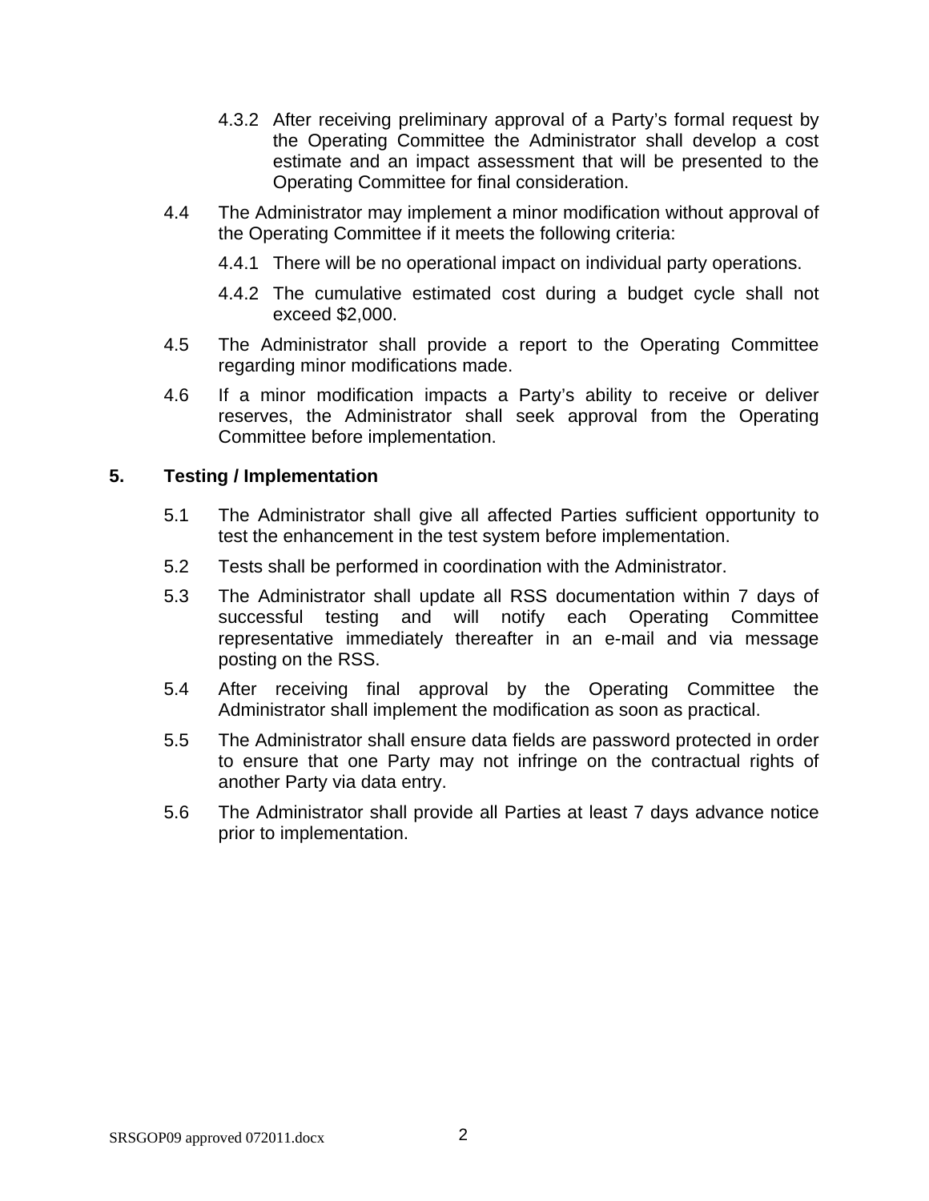4.3.2 After receiving preliminary approval of a Party's formal request by the Operating Committee the Administrator shall develop a cost estimate and an impact assessment that will be presented to the Operating Committee for final consideration.

4.4 The Administrator may implement a minor modification without approval of the Operating Committee if it meets the following criteria:

4.4.1 There will be no operational impact on individual party operations.

4.4.2 The cumulative estimated cost during a budget cycle shall not exceed $2,000.

4.5 The Administrator shall provide a report to the Operating Committee regarding minor modifications made.

4.6 If a minor modification impacts a Party's ability to receive or deliver reserves, the Administrator shall seek approval from the Operating Committee before implementation.

## 5. Testing / Implementation

5.1 The Administrator shall give all affected Parties sufficient opportunity to test the enhancement in the test system before implementation.

5.2 Tests shall be performed in coordination with the Administrator.

5.3 The Administrator shall update all RSS documentation within 7 days of successful testing and will notify each Operating Committee representative immediately thereafter in an e-mail and via message posting on the RSS.

5.4 After receiving final approval by the Operating Committee the Administrator shall implement the modification as soon as practical.

5.5 The Administrator shall ensure data fields are password protected in order to ensure that one Party may not infringe on the contractual rights of another Party via data entry.

5.6 The Administrator shall provide all Parties at least 7 days advance notice prior to implementation.